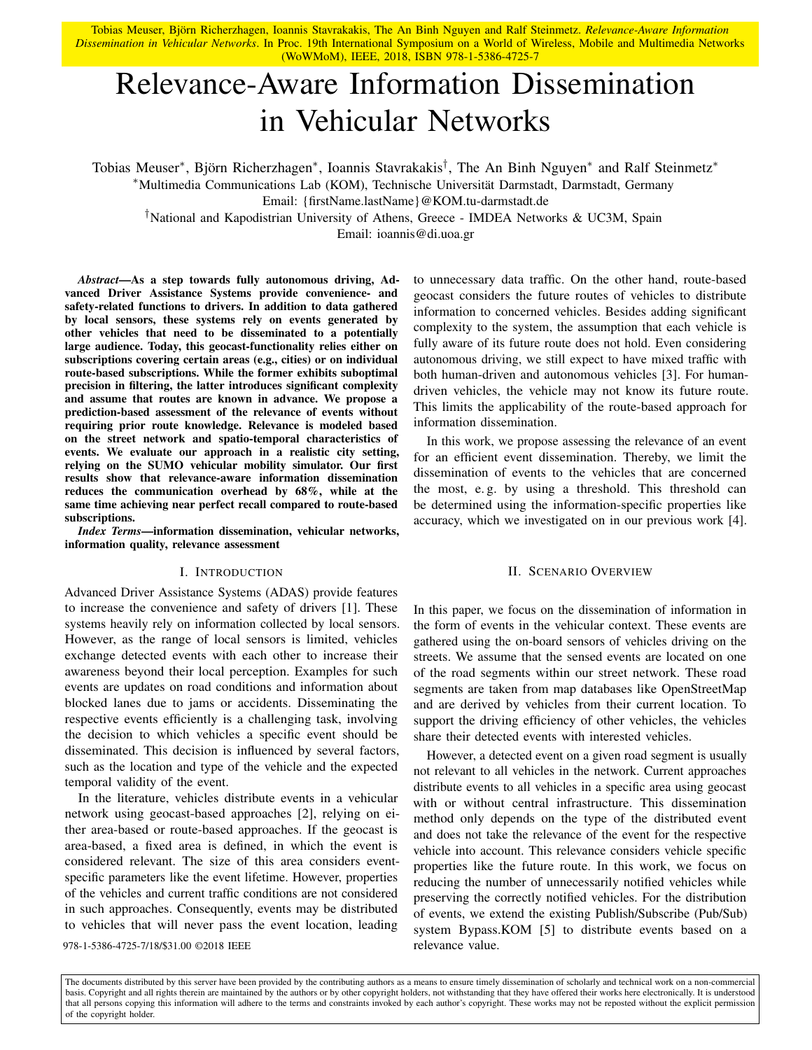Tobias Meuser, Björn Richerzhagen, Ioannis Stavrakakis, The An Binh Nguyen and Ralf Steinmetz. *Relevance-Aware Information Dissemination in Vehicular Networks*. In Proc. 19th International Symposium on a World of Wireless, Mobile and Multimedia Networks (WoWMoM), IEEE, 2018, ISBN 978-1-5386-4725-7

# Relevance-Aware Information Dissemination in Vehicular Networks

Tobias Meuser*, Björn Richerzhagen*, Ioannis Stavrakakis†, The An Binh Nguyen* and Ralf Steinmetz*

*Multimedia Communications Lab (KOM), Technische Universität Darmstadt, Darmstadt, Germany
Email: {firstName.lastName}@KOM.tu-darmstadt.de

†National and Kapodistrian University of Athens, Greece - IMDEA Networks & UC3M, Spain
Email: ioannis@di.uoa.gr

***Abstract*—As a step towards fully autonomous driving, Advanced Driver Assistance Systems provide convenience- and safety-related functions to drivers. In addition to data gathered by local sensors, these systems rely on events generated by other vehicles that need to be disseminated to a potentially large audience. Today, this geocast-functionality relies either on subscriptions covering certain areas (e.g., cities) or on individual route-based subscriptions. While the former exhibits suboptimal precision in filtering, the latter introduces significant complexity and assume that routes are known in advance. We propose a prediction-based assessment of the relevance of events without requiring prior route knowledge. Relevance is modeled based on the street network and spatio-temporal characteristics of events. We evaluate our approach in a realistic city setting, relying on the SUMO vehicular mobility simulator. Our first results show that relevance-aware information dissemination reduces the communication overhead by 68%, while at the same time achieving near perfect recall compared to route-based subscriptions.**

***Index Terms*—information dissemination, vehicular networks, information quality, relevance assessment**

## I. Introduction

Advanced Driver Assistance Systems (ADAS) provide features to increase the convenience and safety of drivers [1]. These systems heavily rely on information collected by local sensors. However, as the range of local sensors is limited, vehicles exchange detected events with each other to increase their awareness beyond their local perception. Examples for such events are updates on road conditions and information about blocked lanes due to jams or accidents. Disseminating the respective events efficiently is a challenging task, involving the decision to which vehicles a specific event should be disseminated. This decision is influenced by several factors, such as the location and type of the vehicle and the expected temporal validity of the event.

In the literature, vehicles distribute events in a vehicular network using geocast-based approaches [2], relying on either area-based or route-based approaches. If the geocast is area-based, a fixed area is defined, in which the event is considered relevant. The size of this area considers event-specific parameters like the event lifetime. However, properties of the vehicles and current traffic conditions are not considered in such approaches. Consequently, events may be distributed to vehicles that will never pass the event location, leading to unnecessary data traffic. On the other hand, route-based geocast considers the future routes of vehicles to distribute information to concerned vehicles. Besides adding significant complexity to the system, the assumption that each vehicle is fully aware of its future route does not hold. Even considering autonomous driving, we still expect to have mixed traffic with both human-driven and autonomous vehicles [3]. For human-driven vehicles, the vehicle may not know its future route. This limits the applicability of the route-based approach for information dissemination.

In this work, we propose assessing the relevance of an event for an efficient event dissemination. Thereby, we limit the dissemination of events to the vehicles that are concerned the most, e. g. by using a threshold. This threshold can be determined using the information-specific properties like accuracy, which we investigated on in our previous work [4].

## II. Scenario Overview

In this paper, we focus on the dissemination of information in the form of events in the vehicular context. These events are gathered using the on-board sensors of vehicles driving on the streets. We assume that the sensed events are located on one of the road segments within our street network. These road segments are taken from map databases like OpenStreetMap and are derived by vehicles from their current location. To support the driving efficiency of other vehicles, the vehicles share their detected events with interested vehicles.

However, a detected event on a given road segment is usually not relevant to all vehicles in the network. Current approaches distribute events to all vehicles in a specific area using geocast with or without central infrastructure. This dissemination method only depends on the type of the distributed event and does not take the relevance of the event for the respective vehicle into account. This relevance considers vehicle specific properties like the future route. In this work, we focus on reducing the number of unnecessarily notified vehicles while preserving the correctly notified vehicles. For the distribution of events, we extend the existing Publish/Subscribe (Pub/Sub) system Bypass.KOM [5] to distribute events based on a relevance value.

978-1-5386-4725-7/18/$31.00 ©2018 IEEE

The documents distributed by this server have been provided by the contributing authors as a means to ensure timely dissemination of scholarly and technical work on a non-commercial basis. Copyright and all rights therein are maintained by the authors or by other copyright holders, not withstanding that they have offered their works here electronically. It is understood that all persons copying this information will adhere to the terms and constraints invoked by each author's copyright. These works may not be reposted without the explicit permission of the copyright holder.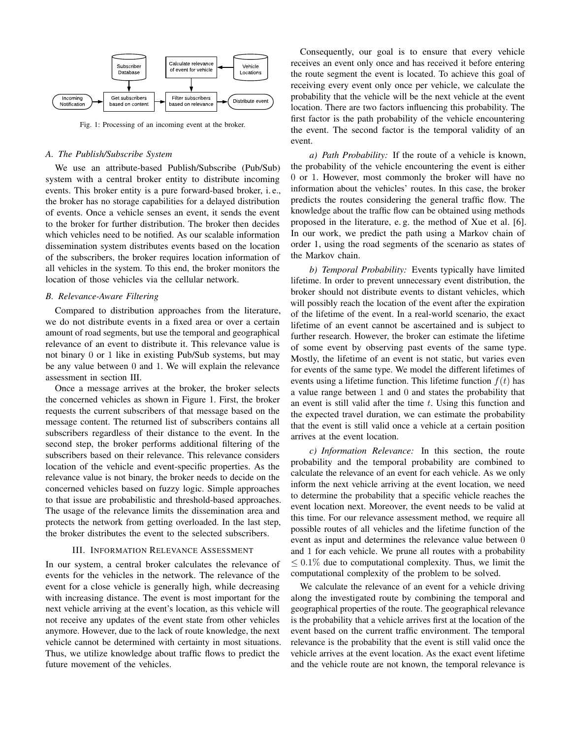Subscriber Database

Calculate relevance of event for vehicle

Vehicle Locations

Incoming Notification

Get subscribers based on content

Filter subscribers based on relevance

Distribute event

Fig. 1: Processing of an incoming event at the broker.

### A. The Publish/Subscribe System

We use an attribute-based Publish/Subscribe (Pub/Sub) system with a central broker entity to distribute incoming events. This broker entity is a pure forward-based broker, i. e., the broker has no storage capabilities for a delayed distribution of events. Once a vehicle senses an event, it sends the event to the broker for further distribution. The broker then decides which vehicles need to be notified. As our scalable information dissemination system distributes events based on the location of the subscribers, the broker requires location information of all vehicles in the system. To this end, the broker monitors the location of those vehicles via the cellular network.

### B. Relevance-Aware Filtering

Compared to distribution approaches from the literature, we do not distribute events in a fixed area or over a certain amount of road segments, but use the temporal and geographical relevance of an event to distribute it. This relevance value is not binary $0$ or $1$ like in existing Pub/Sub systems, but may be any value between $0$ and $1$. We will explain the relevance assessment in section III.

Once a message arrives at the broker, the broker selects the concerned vehicles as shown in Figure 1. First, the broker requests the current subscribers of that message based on the message content. The returned list of subscribers contains all subscribers regardless of their distance to the event. In the second step, the broker performs additional filtering of the subscribers based on their relevance. This relevance considers location of the vehicle and event-specific properties. As the relevance value is not binary, the broker needs to decide on the concerned vehicles based on fuzzy logic. Simple approaches to that issue are probabilistic and threshold-based approaches. The usage of the relevance limits the dissemination area and protects the network from getting overloaded. In the last step, the broker distributes the event to the selected subscribers.

## III. Information Relevance Assessment

In our system, a central broker calculates the relevance of events for the vehicles in the network. The relevance of the event for a close vehicle is generally high, while decreasing with increasing distance. The event is most important for the next vehicle arriving at the event's location, as this vehicle will not receive any updates of the event state from other vehicles anymore. However, due to the lack of route knowledge, the next vehicle cannot be determined with certainty in most situations. Thus, we utilize knowledge about traffic flows to predict the future movement of the vehicles.

Consequently, our goal is to ensure that every vehicle receives an event only once and has received it before entering the route segment the event is located. To achieve this goal of receiving every event only once per vehicle, we calculate the probability that the vehicle will be the next vehicle at the event location. There are two factors influencing this probability. The first factor is the path probability of the vehicle encountering the event. The second factor is the temporal validity of an event.

*a) Path Probability:* If the route of a vehicle is known, the probability of the vehicle encountering the event is either $0$ or $1$. However, most commonly the broker will have no information about the vehicles' routes. In this case, the broker predicts the routes considering the general traffic flow. The knowledge about the traffic flow can be obtained using methods proposed in the literature, e. g. the method of Xue et al. [6]. In our work, we predict the path using a Markov chain of order 1, using the road segments of the scenario as states of the Markov chain.

*b) Temporal Probability:* Events typically have limited lifetime. In order to prevent unnecessary event distribution, the broker should not distribute events to distant vehicles, which will possibly reach the location of the event after the expiration of the lifetime of the event. In a real-world scenario, the exact lifetime of an event cannot be ascertained and is subject to further research. However, the broker can estimate the lifetime of some event by observing past events of the same type. Mostly, the lifetime of an event is not static, but varies even for events of the same type. We model the different lifetimes of events using a lifetime function. This lifetime function $f(t)$ has a value range between $1$ and $0$ and states the probability that an event is still valid after the time $t$. Using this function and the expected travel duration, we can estimate the probability that the event is still valid once a vehicle at a certain position arrives at the event location.

*c) Information Relevance:* In this section, the route probability and the temporal probability are combined to calculate the relevance of an event for each vehicle. As we only inform the next vehicle arriving at the event location, we need to determine the probability that a specific vehicle reaches the event location next. Moreover, the event needs to be valid at this time. For our relevance assessment method, we require all possible routes of all vehicles and the lifetime function of the event as input and determines the relevance value between $0$ and $1$ for each vehicle. We prune all routes with a probability $\leq 0.1\%$ due to computational complexity. Thus, we limit the computational complexity of the problem to be solved.

We calculate the relevance of an event for a vehicle driving along the investigated route by combining the temporal and geographical properties of the route. The geographical relevance is the probability that a vehicle arrives first at the location of the event based on the current traffic environment. The temporal relevance is the probability that the event is still valid once the vehicle arrives at the event location. As the exact event lifetime and the vehicle route are not known, the temporal relevance is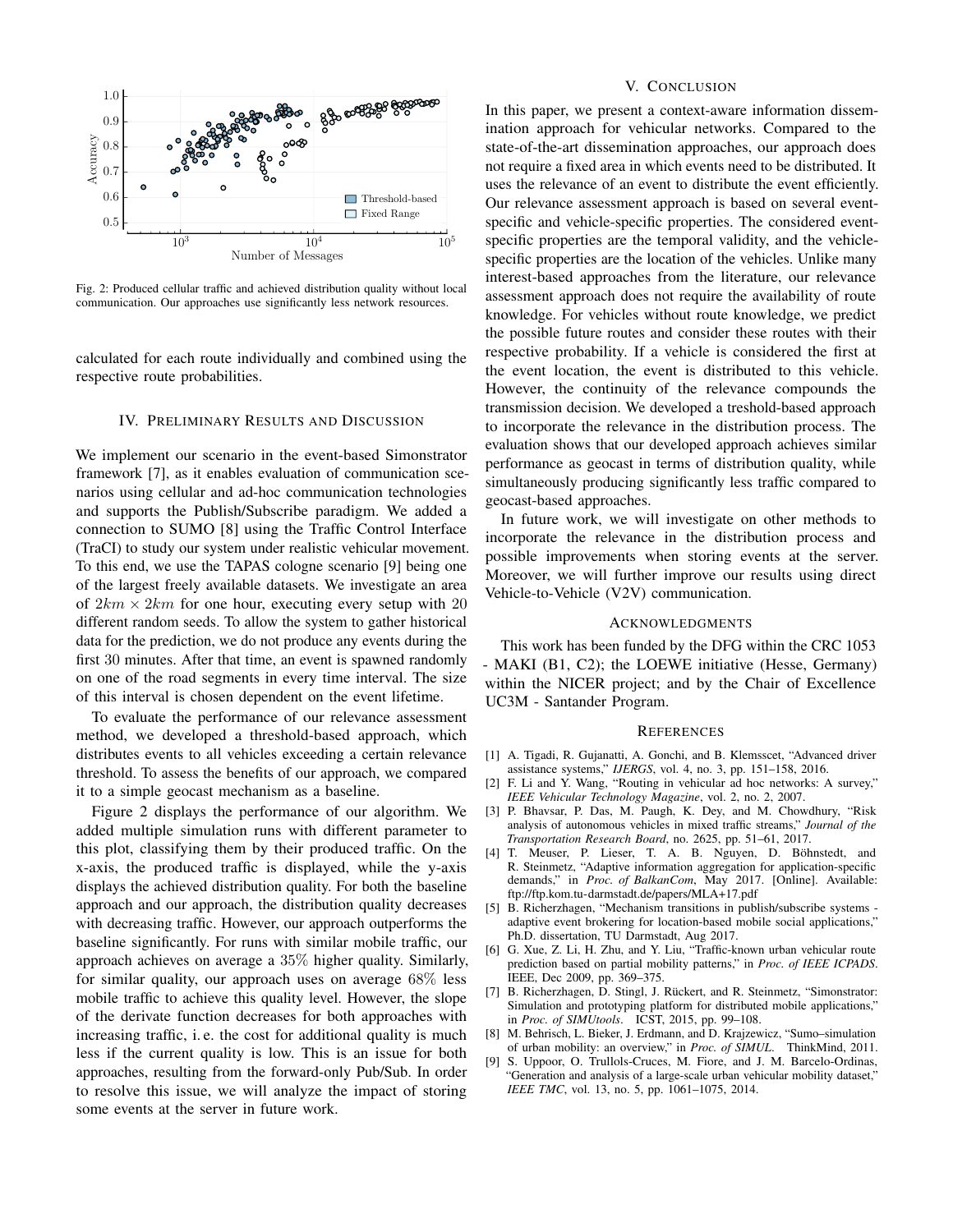1.0
0.9
0.8
0.7
0.6
0.5
Accuracy
$10^3$
$10^4$
$10^5$
Number of Messages
Threshold-based
Fixed Range

Fig. 2: Produced cellular traffic and achieved distribution quality without local communication. Our approaches use significantly less network resources.

calculated for each route individually and combined using the respective route probabilities.

## IV. Preliminary Results and Discussion

We implement our scenario in the event-based Simonstrator framework [7], as it enables evaluation of communication scenarios using cellular and ad-hoc communication technologies and supports the Publish/Subscribe paradigm. We added a connection to SUMO [8] using the Traffic Control Interface (TraCI) to study our system under realistic vehicular movement. To this end, we use the TAPAS cologne scenario [9] being one of the largest freely available datasets. We investigate an area of $2km \times 2km$ for one hour, executing every setup with 20 different random seeds. To allow the system to gather historical data for the prediction, we do not produce any events during the first 30 minutes. After that time, an event is spawned randomly on one of the road segments in every time interval. The size of this interval is chosen dependent on the event lifetime.

To evaluate the performance of our relevance assessment method, we developed a threshold-based approach, which distributes events to all vehicles exceeding a certain relevance threshold. To assess the benefits of our approach, we compared it to a simple geocast mechanism as a baseline.

Figure 2 displays the performance of our algorithm. We added multiple simulation runs with different parameter to this plot, classifying them by their produced traffic. On the x-axis, the produced traffic is displayed, while the y-axis displays the achieved distribution quality. For both the baseline approach and our approach, the distribution quality decreases with decreasing traffic. However, our approach outperforms the baseline significantly. For runs with similar mobile traffic, our approach achieves on average a $35\%$ higher quality. Similarly, for similar quality, our approach uses on average $68\%$ less mobile traffic to achieve this quality level. However, the slope of the derivate function decreases for both approaches with increasing traffic, i. e. the cost for additional quality is much less if the current quality is low. This is an issue for both approaches, resulting from the forward-only Pub/Sub. In order to resolve this issue, we will analyze the impact of storing some events at the server in future work.

## V. Conclusion

In this paper, we present a context-aware information dissemination approach for vehicular networks. Compared to the state-of-the-art dissemination approaches, our approach does not require a fixed area in which events need to be distributed. It uses the relevance of an event to distribute the event efficiently. Our relevance assessment approach is based on several event-specific and vehicle-specific properties. The considered event-specific properties are the temporal validity, and the vehicle-specific properties are the location of the vehicles. Unlike many interest-based approaches from the literature, our relevance assessment approach does not require the availability of route knowledge. For vehicles without route knowledge, we predict the possible future routes and consider these routes with their respective probability. If a vehicle is considered the first at the event location, the event is distributed to this vehicle. However, the continuity of the relevance compounds the transmission decision. We developed a treshold-based approach to incorporate the relevance in the distribution process. The evaluation shows that our developed approach achieves similar performance as geocast in terms of distribution quality, while simultaneously producing significantly less traffic compared to geocast-based approaches.

In future work, we will investigate on other methods to incorporate the relevance in the distribution process and possible improvements when storing events at the server. Moreover, we will further improve our results using direct Vehicle-to-Vehicle (V2V) communication.

## Acknowledgments

This work has been funded by the DFG within the CRC 1053 - MAKI (B1, C2); the LOEWE initiative (Hesse, Germany) within the NICER project; and by the Chair of Excellence UC3M - Santander Program.

## References

[1] A. Tigadi, R. Gujanatti, A. Gonchi, and B. Klemsscet, "Advanced driver assistance systems," *IJERGS*, vol. 4, no. 3, pp. 151–158, 2016.

[2] F. Li and Y. Wang, "Routing in vehicular ad hoc networks: A survey," *IEEE Vehicular Technology Magazine*, vol. 2, no. 2, 2007.

[3] P. Bhavsar, P. Das, M. Paugh, K. Dey, and M. Chowdhury, "Risk analysis of autonomous vehicles in mixed traffic streams," *Journal of the Transportation Research Board*, no. 2625, pp. 51–61, 2017.

[4] T. Meuser, P. Lieser, T. A. B. Nguyen, D. Böhnstedt, and R. Steinmetz, "Adaptive information aggregation for application-specific demands," in *Proc. of BalkanCom*, May 2017. [Online]. Available: ftp://ftp.kom.tu-darmstadt.de/papers/MLA+17.pdf

[5] B. Richerzhagen, "Mechanism transitions in publish/subscribe systems - adaptive event brokering for location-based mobile social applications," Ph.D. dissertation, TU Darmstadt, Aug 2017.

[6] G. Xue, Z. Li, H. Zhu, and Y. Liu, "Traffic-known urban vehicular route prediction based on partial mobility patterns," in *Proc. of IEEE ICPADS*. IEEE, Dec 2009, pp. 369–375.

[7] B. Richerzhagen, D. Stingl, J. Rückert, and R. Steinmetz, "Simonstrator: Simulation and prototyping platform for distributed mobile applications," in *Proc. of SIMUtools*. ICST, 2015, pp. 99–108.

[8] M. Behrisch, L. Bieker, J. Erdmann, and D. Krajzewicz, "Sumo–simulation of urban mobility: an overview," in *Proc. of SIMUL*. ThinkMind, 2011.

[9] S. Uppoor, O. Trullols-Cruces, M. Fiore, and J. M. Barcelo-Ordinas, "Generation and analysis of a large-scale urban vehicular mobility dataset," *IEEE TMC*, vol. 13, no. 5, pp. 1061–1075, 2014.